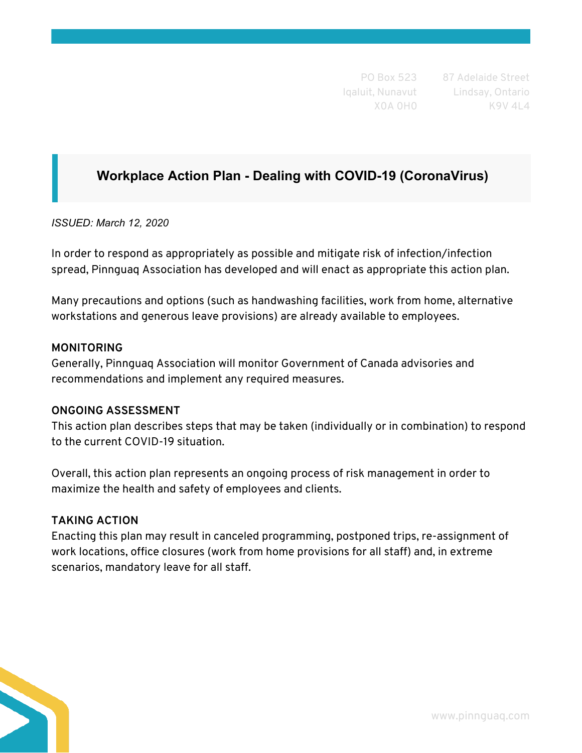PO Box 523
Iqaluit, Nunavut
X0A 0H0

87 Adelaide Street
Lindsay, Ontario
K9V 4L4

# Workplace Action Plan - Dealing with COVID-19 (CoronaVirus)

*ISSUED: March 12, 2020*

In order to respond as appropriately as possible and mitigate risk of infection/infection spread, Pinnguaq Association has developed and will enact as appropriate this action plan.

Many precautions and options (such as handwashing facilities, work from home, alternative workstations and generous leave provisions) are already available to employees.

**MONITORING**

Generally, Pinnguaq Association will monitor Government of Canada advisories and recommendations and implement any required measures.

**ONGOING ASSESSMENT**

This action plan describes steps that may be taken (individually or in combination) to respond to the current COVID-19 situation.

Overall, this action plan represents an ongoing process of risk management in order to maximize the health and safety of employees and clients.

**TAKING ACTION**

Enacting this plan may result in canceled programming, postponed trips, re-assignment of work locations, office closures (work from home provisions for all staff) and, in extreme scenarios, mandatory leave for all staff.

www.pinnguaq.com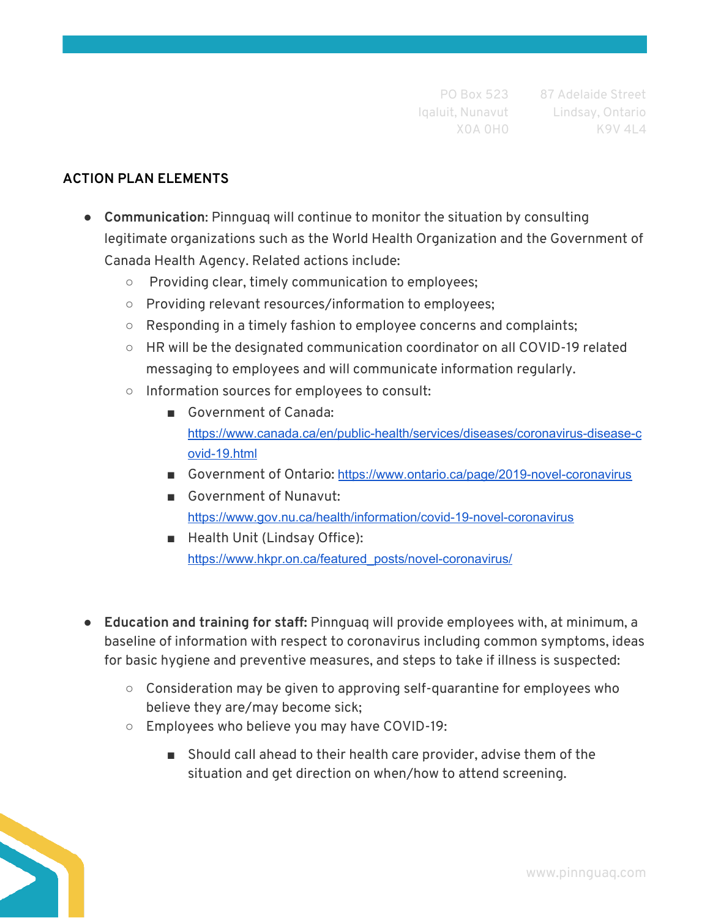## ACTION PLAN ELEMENTS

- **Communication**: Pinnguaq will continue to monitor the situation by consulting legitimate organizations such as the World Health Organization and the Government of Canada Health Agency. Related actions include:
  - Providing clear, timely communication to employees;
  - Providing relevant resources/information to employees;
  - Responding in a timely fashion to employee concerns and complaints;
  - HR will be the designated communication coordinator on all COVID-19 related messaging to employees and will communicate information regularly.
  - Information sources for employees to consult:
    - Government of Canada: https://www.canada.ca/en/public-health/services/diseases/coronavirus-disease-covid-19.html
    - Government of Ontario: https://www.ontario.ca/page/2019-novel-coronavirus
    - Government of Nunavut: https://www.gov.nu.ca/health/information/covid-19-novel-coronavirus
    - Health Unit (Lindsay Office): https://www.hkpr.on.ca/featured_posts/novel-coronavirus/

- **Education and training for staff:** Pinnguaq will provide employees with, at minimum, a baseline of information with respect to coronavirus including common symptoms, ideas for basic hygiene and preventive measures, and steps to take if illness is suspected:
  - Consideration may be given to approving self-quarantine for employees who believe they are/may become sick;
  - Employees who believe you may have COVID-19:
    - Should call ahead to their health care provider, advise them of the situation and get direction on when/how to attend screening.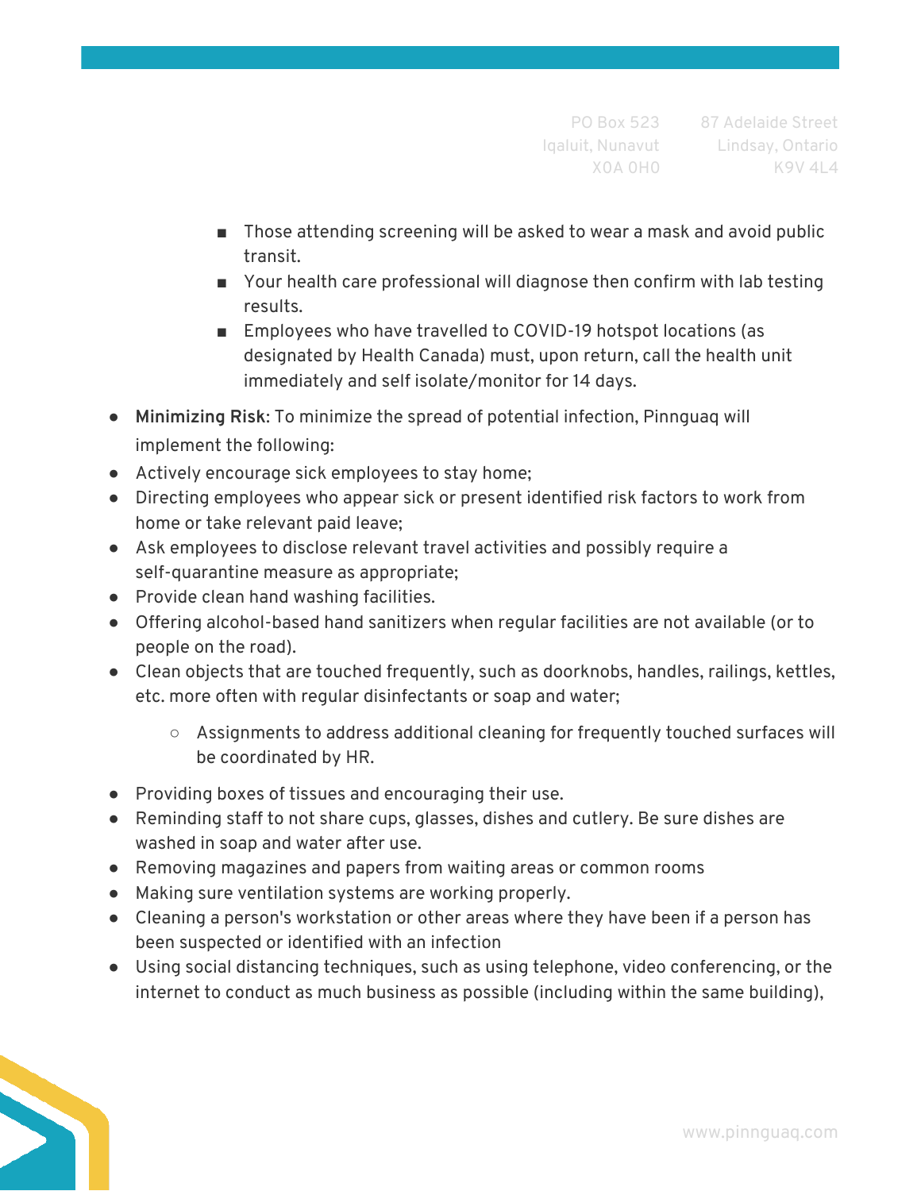- Those attending screening will be asked to wear a mask and avoid public transit.
- Your health care professional will diagnose then confirm with lab testing results.
- Employees who have travelled to COVID-19 hotspot locations (as designated by Health Canada) must, upon return, call the health unit immediately and self isolate/monitor for 14 days.

- **Minimizing Risk**: To minimize the spread of potential infection, Pinnguaq will implement the following:
- Actively encourage sick employees to stay home;
- Directing employees who appear sick or present identified risk factors to work from home or take relevant paid leave;
- Ask employees to disclose relevant travel activities and possibly require a self-quarantine measure as appropriate;
- Provide clean hand washing facilities.
- Offering alcohol-based hand sanitizers when regular facilities are not available (or to people on the road).
- Clean objects that are touched frequently, such as doorknobs, handles, railings, kettles, etc. more often with regular disinfectants or soap and water;
  - Assignments to address additional cleaning for frequently touched surfaces will be coordinated by HR.
- Providing boxes of tissues and encouraging their use.
- Reminding staff to not share cups, glasses, dishes and cutlery. Be sure dishes are washed in soap and water after use.
- Removing magazines and papers from waiting areas or common rooms
- Making sure ventilation systems are working properly.
- Cleaning a person's workstation or other areas where they have been if a person has been suspected or identified with an infection
- Using social distancing techniques, such as using telephone, video conferencing, or the internet to conduct as much business as possible (including within the same building),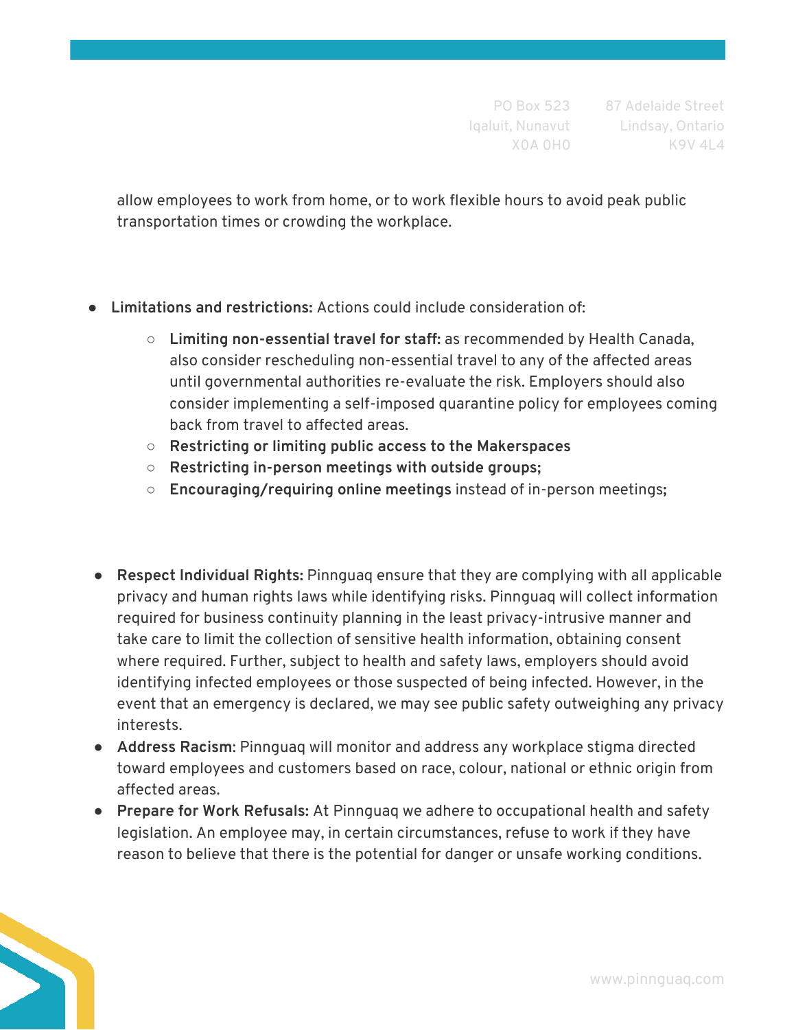allow employees to work from home, or to work flexible hours to avoid peak public transportation times or crowding the workplace.

- **Limitations and restrictions:** Actions could include consideration of:
  - **Limiting non-essential travel for staff:** as recommended by Health Canada, also consider rescheduling non-essential travel to any of the affected areas until governmental authorities re-evaluate the risk. Employers should also consider implementing a self-imposed quarantine policy for employees coming back from travel to affected areas.
  - **Restricting or limiting public access to the Makerspaces**
  - **Restricting in-person meetings with outside groups;**
  - **Encouraging/requiring online meetings** instead of in-person meetings**;**

- **Respect Individual Rights:** Pinnguaq ensure that they are complying with all applicable privacy and human rights laws while identifying risks. Pinnguaq will collect information required for business continuity planning in the least privacy-intrusive manner and take care to limit the collection of sensitive health information, obtaining consent where required. Further, subject to health and safety laws, employers should avoid identifying infected employees or those suspected of being infected. However, in the event that an emergency is declared, we may see public safety outweighing any privacy interests.
- **Address Racism**: Pinnguaq will monitor and address any workplace stigma directed toward employees and customers based on race, colour, national or ethnic origin from affected areas.
- **Prepare for Work Refusals:** At Pinnguaq we adhere to occupational health and safety legislation. An employee may, in certain circumstances, refuse to work if they have reason to believe that there is the potential for danger or unsafe working conditions.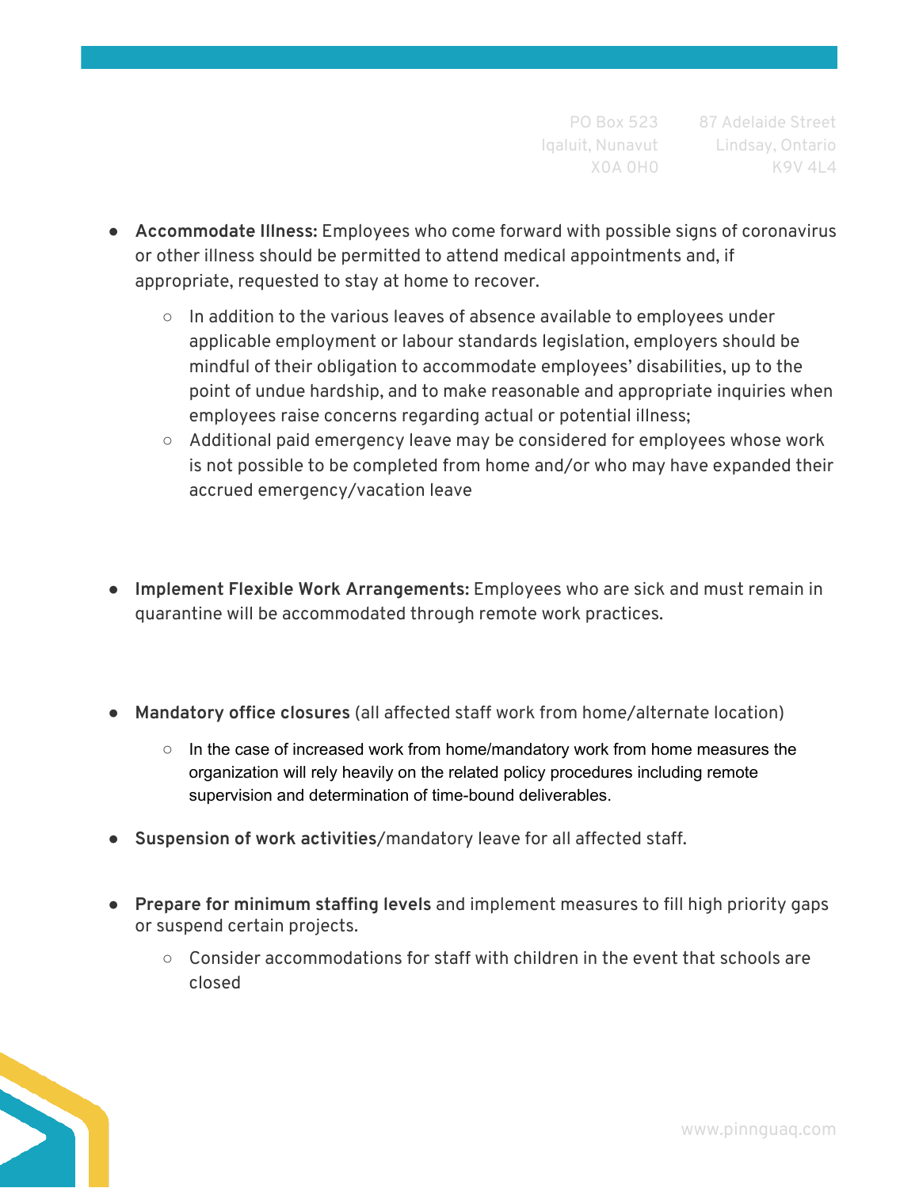- **Accommodate Illness:** Employees who come forward with possible signs of coronavirus or other illness should be permitted to attend medical appointments and, if appropriate, requested to stay at home to recover.
  - In addition to the various leaves of absence available to employees under applicable employment or labour standards legislation, employers should be mindful of their obligation to accommodate employees' disabilities, up to the point of undue hardship, and to make reasonable and appropriate inquiries when employees raise concerns regarding actual or potential illness;
  - Additional paid emergency leave may be considered for employees whose work is not possible to be completed from home and/or who may have expanded their accrued emergency/vacation leave

- **Implement Flexible Work Arrangements:** Employees who are sick and must remain in quarantine will be accommodated through remote work practices.

- **Mandatory office closures** (all affected staff work from home/alternate location)
  - In the case of increased work from home/mandatory work from home measures the organization will rely heavily on the related policy procedures including remote supervision and determination of time-bound deliverables.

- **Suspension of work activities**/mandatory leave for all affected staff.

- **Prepare for minimum staffing levels** and implement measures to fill high priority gaps or suspend certain projects.
  - Consider accommodations for staff with children in the event that schools are closed